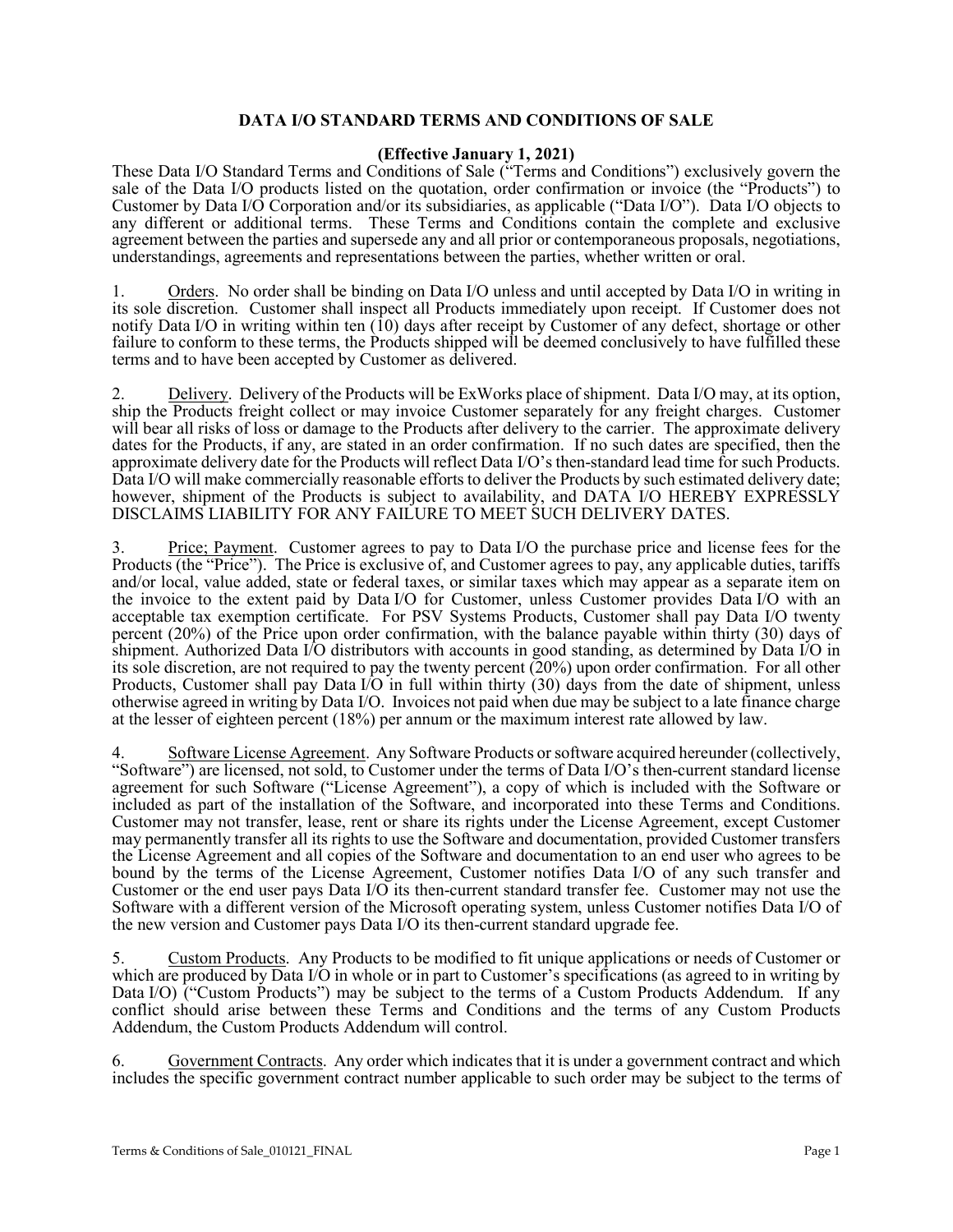# DATA I/O STANDARD TERMS AND CONDITIONS OF SALE

**(Effective January 1, 2021)**

These Data I/O Standard Terms and Conditions of Sale ("Terms and Conditions") exclusively govern the sale of the Data I/O products listed on the quotation, order confirmation or invoice (the "Products") to Customer by Data I/O Corporation and/or its subsidiaries, as applicable ("Data I/O"). Data I/O objects to any different or additional terms. These Terms and Conditions contain the complete and exclusive agreement between the parties and supersede any and all prior or contemporaneous proposals, negotiations, understandings, agreements and representations between the parties, whether written or oral.

1. Orders. No order shall be binding on Data I/O unless and until accepted by Data I/O in writing in its sole discretion. Customer shall inspect all Products immediately upon receipt. If Customer does not notify Data I/O in writing within ten (10) days after receipt by Customer of any defect, shortage or other failure to conform to these terms, the Products shipped will be deemed conclusively to have fulfilled these terms and to have been accepted by Customer as delivered.

2. Delivery. Delivery of the Products will be ExWorks place of shipment. Data I/O may, at its option, ship the Products freight collect or may invoice Customer separately for any freight charges. Customer will bear all risks of loss or damage to the Products after delivery to the carrier. The approximate delivery dates for the Products, if any, are stated in an order confirmation. If no such dates are specified, then the approximate delivery date for the Products will reflect Data I/O's then-standard lead time for such Products. Data I/O will make commercially reasonable efforts to deliver the Products by such estimated delivery date; however, shipment of the Products is subject to availability, and DATA I/O HEREBY EXPRESSLY DISCLAIMS LIABILITY FOR ANY FAILURE TO MEET SUCH DELIVERY DATES.

3. Price; Payment. Customer agrees to pay to Data I/O the purchase price and license fees for the Products (the "Price"). The Price is exclusive of, and Customer agrees to pay, any applicable duties, tariffs and/or local, value added, state or federal taxes, or similar taxes which may appear as a separate item on the invoice to the extent paid by Data I/O for Customer, unless Customer provides Data I/O with an acceptable tax exemption certificate. For PSV Systems Products, Customer shall pay Data I/O twenty percent (20%) of the Price upon order confirmation, with the balance payable within thirty (30) days of shipment. Authorized Data I/O distributors with accounts in good standing, as determined by Data I/O in its sole discretion, are not required to pay the twenty percent (20%) upon order confirmation. For all other Products, Customer shall pay Data I/O in full within thirty (30) days from the date of shipment, unless otherwise agreed in writing by Data I/O. Invoices not paid when due may be subject to a late finance charge at the lesser of eighteen percent (18%) per annum or the maximum interest rate allowed by law.

4. Software License Agreement. Any Software Products or software acquired hereunder (collectively, "Software") are licensed, not sold, to Customer under the terms of Data I/O's then-current standard license agreement for such Software ("License Agreement"), a copy of which is included with the Software or included as part of the installation of the Software, and incorporated into these Terms and Conditions. Customer may not transfer, lease, rent or share its rights under the License Agreement, except Customer may permanently transfer all its rights to use the Software and documentation, provided Customer transfers the License Agreement and all copies of the Software and documentation to an end user who agrees to be bound by the terms of the License Agreement, Customer notifies Data I/O of any such transfer and Customer or the end user pays Data I/O its then-current standard transfer fee. Customer may not use the Software with a different version of the Microsoft operating system, unless Customer notifies Data I/O of the new version and Customer pays Data I/O its then-current standard upgrade fee.

5. Custom Products. Any Products to be modified to fit unique applications or needs of Customer or which are produced by Data I/O in whole or in part to Customer's specifications (as agreed to in writing by Data I/O) ("Custom Products") may be subject to the terms of a Custom Products Addendum. If any conflict should arise between these Terms and Conditions and the terms of any Custom Products Addendum, the Custom Products Addendum will control.

6. Government Contracts. Any order which indicates that it is under a government contract and which includes the specific government contract number applicable to such order may be subject to the terms of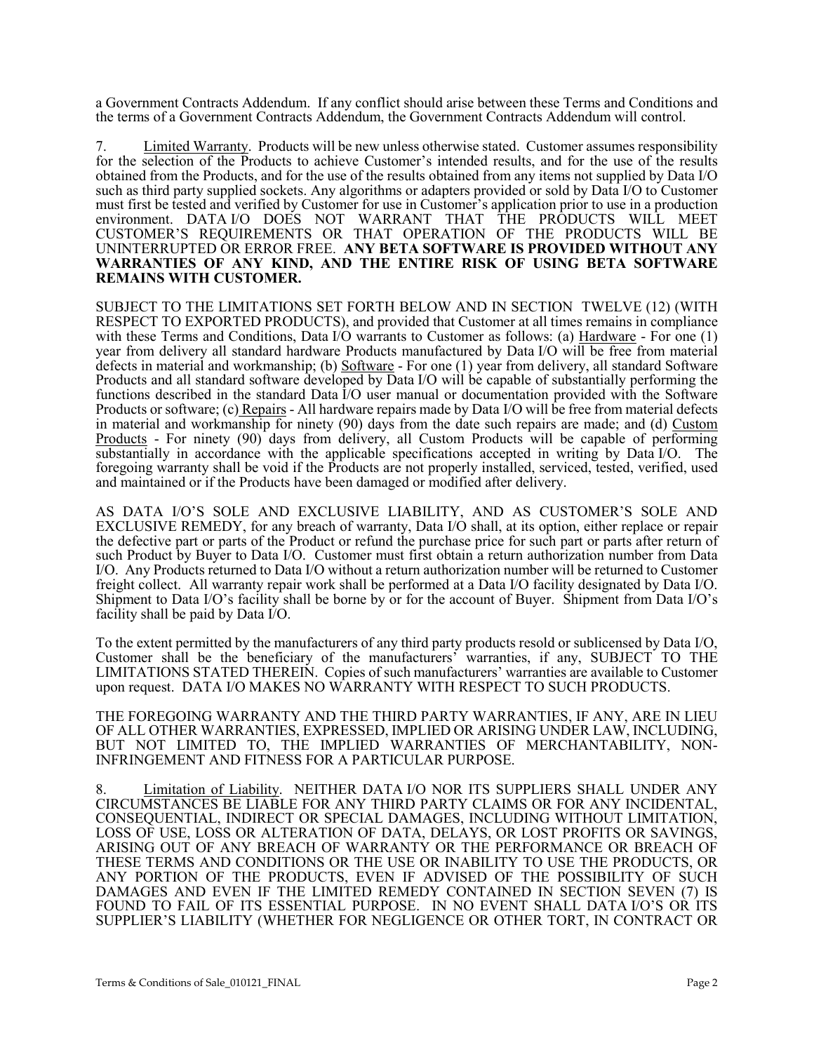a Government Contracts Addendum. If any conflict should arise between these Terms and Conditions and the terms of a Government Contracts Addendum, the Government Contracts Addendum will control.

7. Limited Warranty. Products will be new unless otherwise stated. Customer assumes responsibility for the selection of the Products to achieve Customer's intended results, and for the use of the results obtained from the Products, and for the use of the results obtained from any items not supplied by Data I/O such as third party supplied sockets. Any algorithms or adapters provided or sold by Data I/O to Customer must first be tested and verified by Customer for use in Customer's application prior to use in a production environment. DATA I/O DOES NOT WARRANT THAT THE PRODUCTS WILL MEET CUSTOMER'S REQUIREMENTS OR THAT OPERATION OF THE PRODUCTS WILL BE UNINTERRUPTED OR ERROR FREE. **ANY BETA SOFTWARE IS PROVIDED WITHOUT ANY WARRANTIES OF ANY KIND, AND THE ENTIRE RISK OF USING BETA SOFTWARE REMAINS WITH CUSTOMER.**

SUBJECT TO THE LIMITATIONS SET FORTH BELOW AND IN SECTION TWELVE (12) (WITH RESPECT TO EXPORTED PRODUCTS), and provided that Customer at all times remains in compliance with these Terms and Conditions, Data I/O warrants to Customer as follows: (a) Hardware - For one (1) year from delivery all standard hardware Products manufactured by Data I/O will be free from material defects in material and workmanship; (b) Software - For one (1) year from delivery, all standard Software Products and all standard software developed by Data I/O will be capable of substantially performing the functions described in the standard Data I/O user manual or documentation provided with the Software Products or software; (c) Repairs - All hardware repairs made by Data I/O will be free from material defects in material and workmanship for ninety (90) days from the date such repairs are made; and (d) Custom Products - For ninety (90) days from delivery, all Custom Products will be capable of performing substantially in accordance with the applicable specifications accepted in writing by Data I/O. The foregoing warranty shall be void if the Products are not properly installed, serviced, tested, verified, used and maintained or if the Products have been damaged or modified after delivery.

AS DATA I/O'S SOLE AND EXCLUSIVE LIABILITY, AND AS CUSTOMER'S SOLE AND EXCLUSIVE REMEDY, for any breach of warranty, Data I/O shall, at its option, either replace or repair the defective part or parts of the Product or refund the purchase price for such part or parts after return of such Product by Buyer to Data I/O. Customer must first obtain a return authorization number from Data I/O. Any Products returned to Data I/O without a return authorization number will be returned to Customer freight collect. All warranty repair work shall be performed at a Data I/O facility designated by Data I/O. Shipment to Data I/O's facility shall be borne by or for the account of Buyer. Shipment from Data I/O's facility shall be paid by Data I/O.

To the extent permitted by the manufacturers of any third party products resold or sublicensed by Data I/O, Customer shall be the beneficiary of the manufacturers' warranties, if any, SUBJECT TO THE LIMITATIONS STATED THEREIN. Copies of such manufacturers' warranties are available to Customer upon request. DATA I/O MAKES NO WARRANTY WITH RESPECT TO SUCH PRODUCTS.

THE FOREGOING WARRANTY AND THE THIRD PARTY WARRANTIES, IF ANY, ARE IN LIEU OF ALL OTHER WARRANTIES, EXPRESSED, IMPLIED OR ARISING UNDER LAW, INCLUDING, BUT NOT LIMITED TO, THE IMPLIED WARRANTIES OF MERCHANTABILITY, NON-INFRINGEMENT AND FITNESS FOR A PARTICULAR PURPOSE.

8. Limitation of Liability. NEITHER DATA I/O NOR ITS SUPPLIERS SHALL UNDER ANY CIRCUMSTANCES BE LIABLE FOR ANY THIRD PARTY CLAIMS OR FOR ANY INCIDENTAL, CONSEQUENTIAL, INDIRECT OR SPECIAL DAMAGES, INCLUDING WITHOUT LIMITATION, LOSS OF USE, LOSS OR ALTERATION OF DATA, DELAYS, OR LOST PROFITS OR SAVINGS, ARISING OUT OF ANY BREACH OF WARRANTY OR THE PERFORMANCE OR BREACH OF THESE TERMS AND CONDITIONS OR THE USE OR INABILITY TO USE THE PRODUCTS, OR ANY PORTION OF THE PRODUCTS, EVEN IF ADVISED OF THE POSSIBILITY OF SUCH DAMAGES AND EVEN IF THE LIMITED REMEDY CONTAINED IN SECTION SEVEN (7) IS FOUND TO FAIL OF ITS ESSENTIAL PURPOSE. IN NO EVENT SHALL DATA I/O'S OR ITS SUPPLIER'S LIABILITY (WHETHER FOR NEGLIGENCE OR OTHER TORT, IN CONTRACT OR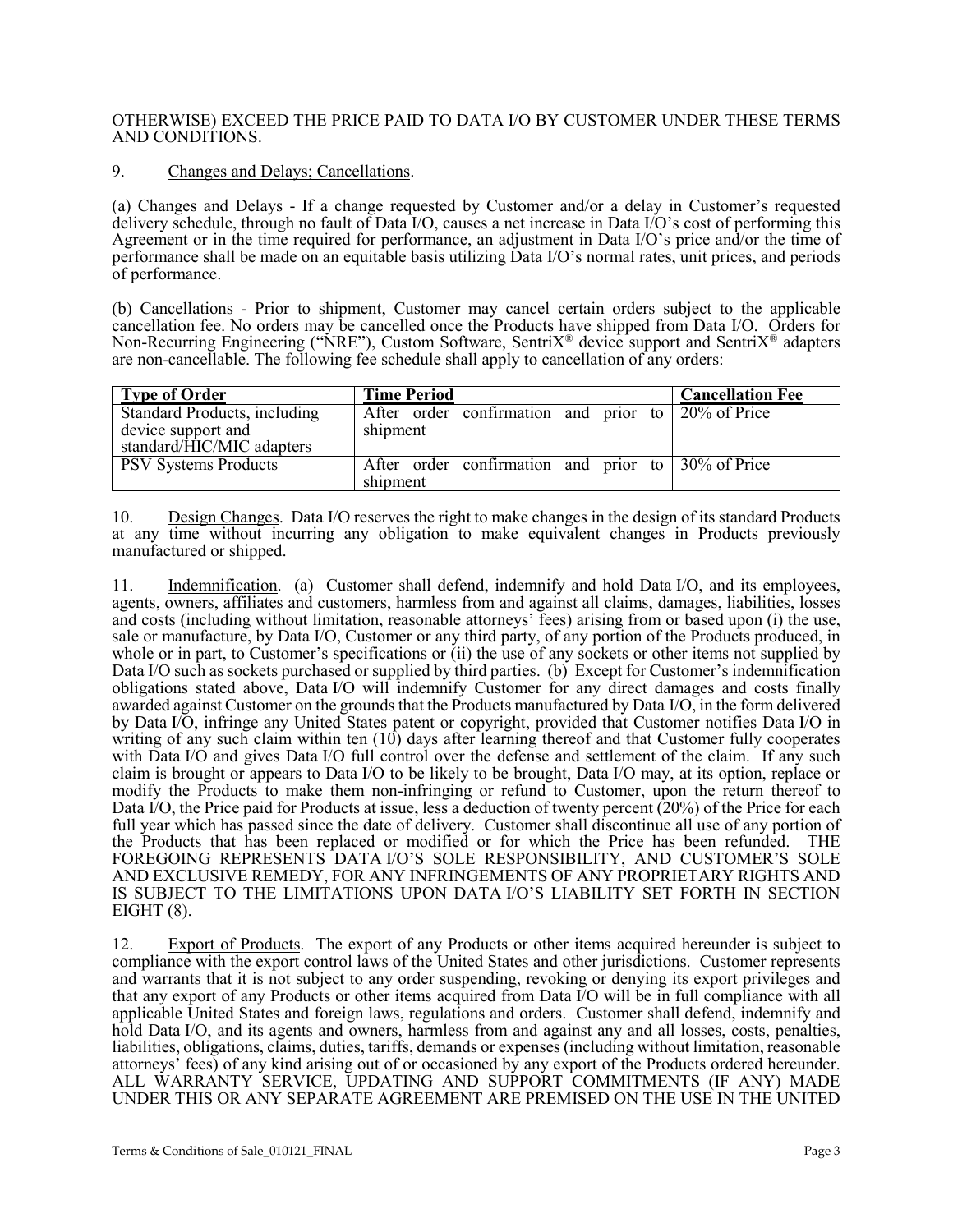OTHERWISE) EXCEED THE PRICE PAID TO DATA I/O BY CUSTOMER UNDER THESE TERMS AND CONDITIONS.

9. Changes and Delays; Cancellations.

(a) Changes and Delays - If a change requested by Customer and/or a delay in Customer's requested delivery schedule, through no fault of Data I/O, causes a net increase in Data I/O's cost of performing this Agreement or in the time required for performance, an adjustment in Data I/O's price and/or the time of performance shall be made on an equitable basis utilizing Data I/O's normal rates, unit prices, and periods of performance.

(b) Cancellations - Prior to shipment, Customer may cancel certain orders subject to the applicable cancellation fee. No orders may be cancelled once the Products have shipped from Data I/O. Orders for Non-Recurring Engineering ("NRE"), Custom Software, SentriX® device support and SentriX® adapters are non-cancellable. The following fee schedule shall apply to cancellation of any orders:

| Type of Order | Time Period | Cancellation Fee |
|---|---|---|
| Standard Products, including device support and standard/HIC/MIC adapters | After order confirmation and prior to shipment | 20% of Price |
| PSV Systems Products | After order confirmation and prior to shipment | 30% of Price |

10. Design Changes. Data I/O reserves the right to make changes in the design of its standard Products at any time without incurring any obligation to make equivalent changes in Products previously manufactured or shipped.

11. Indemnification. (a) Customer shall defend, indemnify and hold Data I/O, and its employees, agents, owners, affiliates and customers, harmless from and against all claims, damages, liabilities, losses and costs (including without limitation, reasonable attorneys' fees) arising from or based upon (i) the use, sale or manufacture, by Data I/O, Customer or any third party, of any portion of the Products produced, in whole or in part, to Customer's specifications or (ii) the use of any sockets or other items not supplied by Data I/O such as sockets purchased or supplied by third parties. (b) Except for Customer's indemnification obligations stated above, Data I/O will indemnify Customer for any direct damages and costs finally awarded against Customer on the grounds that the Products manufactured by Data I/O, in the form delivered by Data I/O, infringe any United States patent or copyright, provided that Customer notifies Data I/O in writing of any such claim within ten (10) days after learning thereof and that Customer fully cooperates with Data I/O and gives Data I/O full control over the defense and settlement of the claim. If any such claim is brought or appears to Data I/O to be likely to be brought, Data I/O may, at its option, replace or modify the Products to make them non-infringing or refund to Customer, upon the return thereof to Data I/O, the Price paid for Products at issue, less a deduction of twenty percent (20%) of the Price for each full year which has passed since the date of delivery. Customer shall discontinue all use of any portion of the Products that has been replaced or modified or for which the Price has been refunded. THE FOREGOING REPRESENTS DATA I/O'S SOLE RESPONSIBILITY, AND CUSTOMER'S SOLE AND EXCLUSIVE REMEDY, FOR ANY INFRINGEMENTS OF ANY PROPRIETARY RIGHTS AND IS SUBJECT TO THE LIMITATIONS UPON DATA I/O'S LIABILITY SET FORTH IN SECTION EIGHT (8).

12. Export of Products. The export of any Products or other items acquired hereunder is subject to compliance with the export control laws of the United States and other jurisdictions. Customer represents and warrants that it is not subject to any order suspending, revoking or denying its export privileges and that any export of any Products or other items acquired from Data I/O will be in full compliance with all applicable United States and foreign laws, regulations and orders. Customer shall defend, indemnify and hold Data I/O, and its agents and owners, harmless from and against any and all losses, costs, penalties, liabilities, obligations, claims, duties, tariffs, demands or expenses (including without limitation, reasonable attorneys' fees) of any kind arising out of or occasioned by any export of the Products ordered hereunder. ALL WARRANTY SERVICE, UPDATING AND SUPPORT COMMITMENTS (IF ANY) MADE UNDER THIS OR ANY SEPARATE AGREEMENT ARE PREMISED ON THE USE IN THE UNITED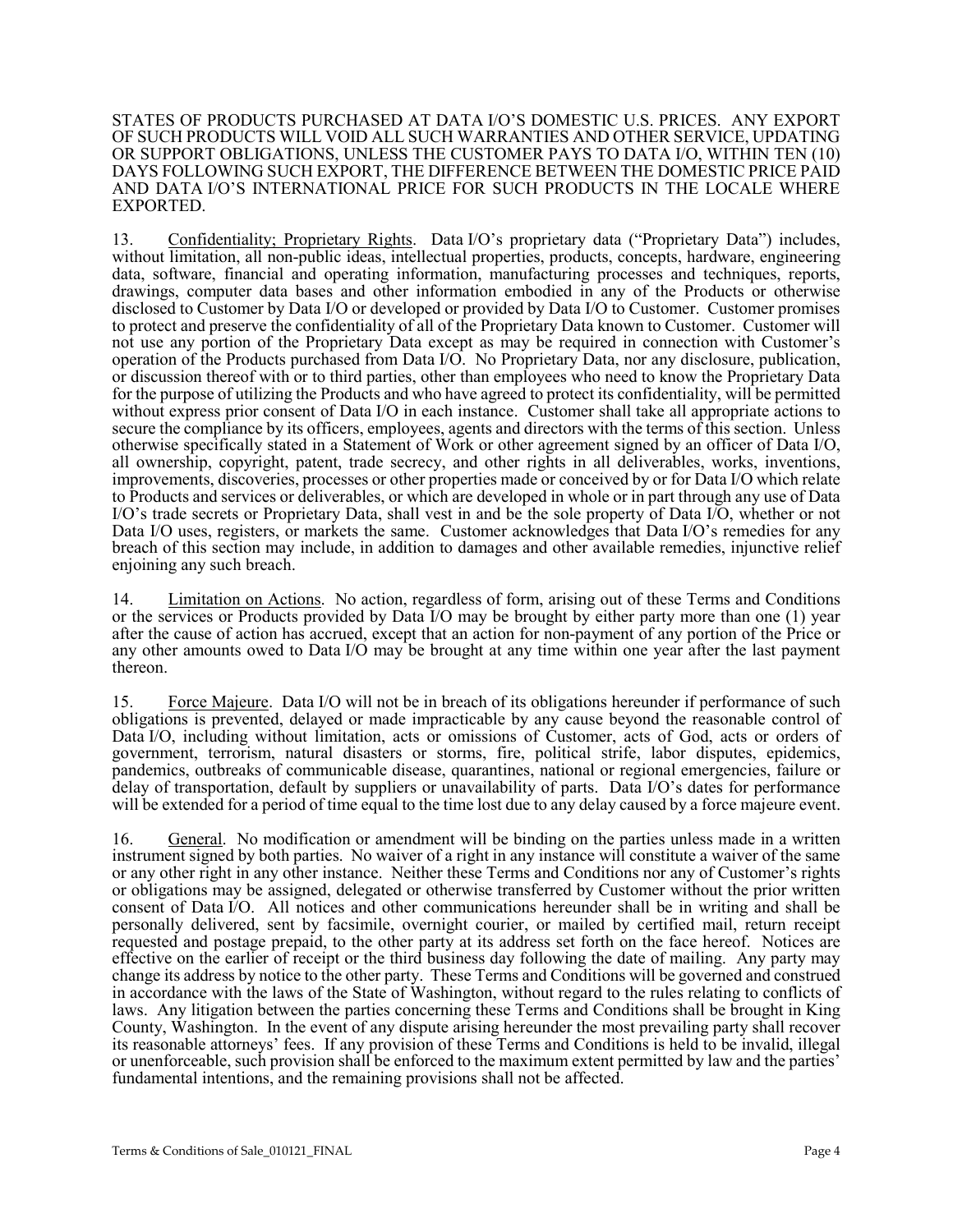STATES OF PRODUCTS PURCHASED AT DATA I/O'S DOMESTIC U.S. PRICES. ANY EXPORT OF SUCH PRODUCTS WILL VOID ALL SUCH WARRANTIES AND OTHER SERVICE, UPDATING OR SUPPORT OBLIGATIONS, UNLESS THE CUSTOMER PAYS TO DATA I/O, WITHIN TEN (10) DAYS FOLLOWING SUCH EXPORT, THE DIFFERENCE BETWEEN THE DOMESTIC PRICE PAID AND DATA I/O'S INTERNATIONAL PRICE FOR SUCH PRODUCTS IN THE LOCALE WHERE EXPORTED.

13. Confidentiality; Proprietary Rights. Data I/O's proprietary data ("Proprietary Data") includes, without limitation, all non-public ideas, intellectual properties, products, concepts, hardware, engineering data, software, financial and operating information, manufacturing processes and techniques, reports, drawings, computer data bases and other information embodied in any of the Products or otherwise disclosed to Customer by Data I/O or developed or provided by Data I/O to Customer. Customer promises to protect and preserve the confidentiality of all of the Proprietary Data known to Customer. Customer will not use any portion of the Proprietary Data except as may be required in connection with Customer's operation of the Products purchased from Data I/O. No Proprietary Data, nor any disclosure, publication, or discussion thereof with or to third parties, other than employees who need to know the Proprietary Data for the purpose of utilizing the Products and who have agreed to protect its confidentiality, will be permitted without express prior consent of Data I/O in each instance. Customer shall take all appropriate actions to secure the compliance by its officers, employees, agents and directors with the terms of this section. Unless otherwise specifically stated in a Statement of Work or other agreement signed by an officer of Data I/O, all ownership, copyright, patent, trade secrecy, and other rights in all deliverables, works, inventions, improvements, discoveries, processes or other properties made or conceived by or for Data I/O which relate to Products and services or deliverables, or which are developed in whole or in part through any use of Data I/O's trade secrets or Proprietary Data, shall vest in and be the sole property of Data I/O, whether or not Data I/O uses, registers, or markets the same. Customer acknowledges that Data I/O's remedies for any breach of this section may include, in addition to damages and other available remedies, injunctive relief enjoining any such breach.

14. Limitation on Actions. No action, regardless of form, arising out of these Terms and Conditions or the services or Products provided by Data I/O may be brought by either party more than one (1) year after the cause of action has accrued, except that an action for non-payment of any portion of the Price or any other amounts owed to Data I/O may be brought at any time within one year after the last payment thereon.

15. Force Majeure. Data I/O will not be in breach of its obligations hereunder if performance of such obligations is prevented, delayed or made impracticable by any cause beyond the reasonable control of Data I/O, including without limitation, acts or omissions of Customer, acts of God, acts or orders of government, terrorism, natural disasters or storms, fire, political strife, labor disputes, epidemics, pandemics, outbreaks of communicable disease, quarantines, national or regional emergencies, failure or delay of transportation, default by suppliers or unavailability of parts. Data I/O's dates for performance will be extended for a period of time equal to the time lost due to any delay caused by a force majeure event.

16. General. No modification or amendment will be binding on the parties unless made in a written instrument signed by both parties. No waiver of a right in any instance will constitute a waiver of the same or any other right in any other instance. Neither these Terms and Conditions nor any of Customer's rights or obligations may be assigned, delegated or otherwise transferred by Customer without the prior written consent of Data I/O. All notices and other communications hereunder shall be in writing and shall be personally delivered, sent by facsimile, overnight courier, or mailed by certified mail, return receipt requested and postage prepaid, to the other party at its address set forth on the face hereof. Notices are effective on the earlier of receipt or the third business day following the date of mailing. Any party may change its address by notice to the other party. These Terms and Conditions will be governed and construed in accordance with the laws of the State of Washington, without regard to the rules relating to conflicts of laws. Any litigation between the parties concerning these Terms and Conditions shall be brought in King County, Washington. In the event of any dispute arising hereunder the most prevailing party shall recover its reasonable attorneys' fees. If any provision of these Terms and Conditions is held to be invalid, illegal or unenforceable, such provision shall be enforced to the maximum extent permitted by law and the parties' fundamental intentions, and the remaining provisions shall not be affected.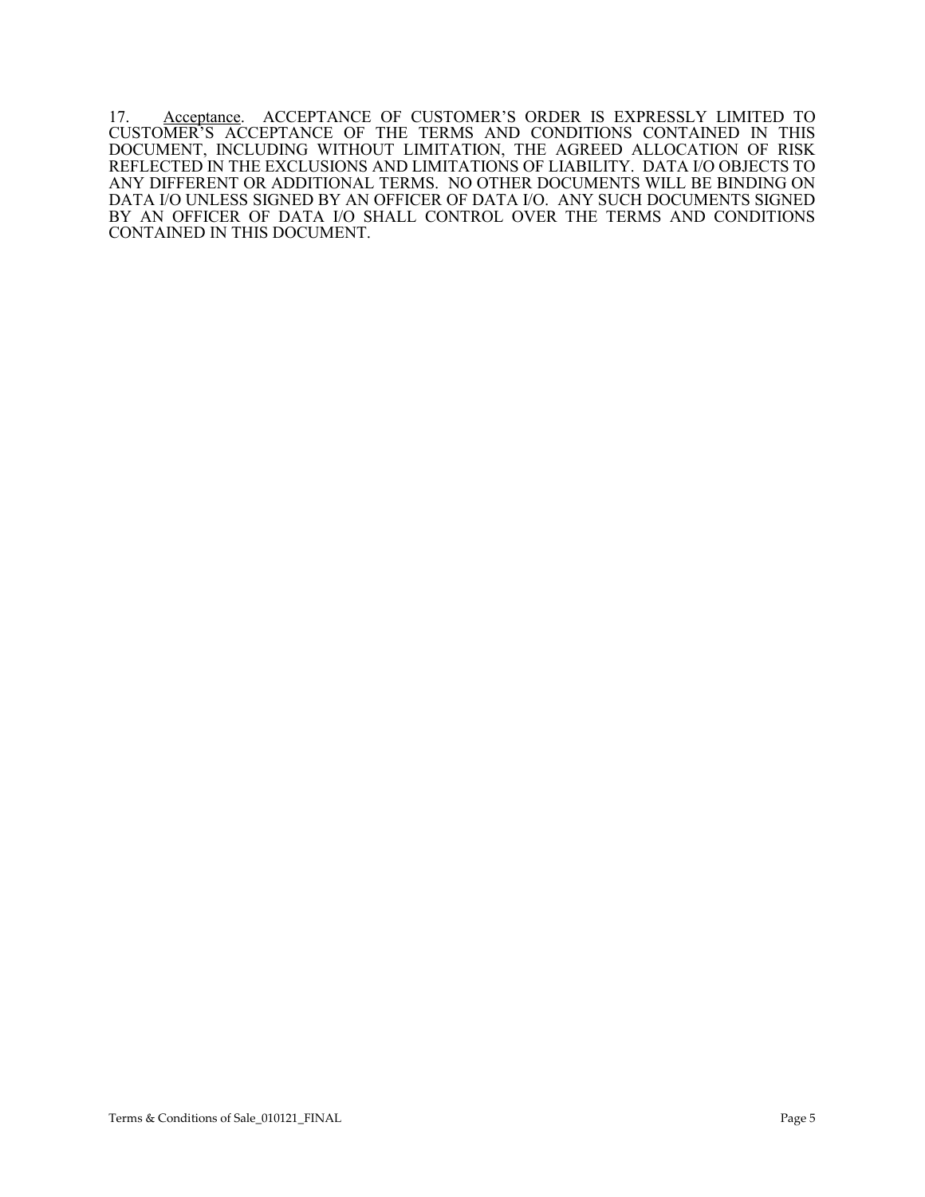17. Acceptance. ACCEPTANCE OF CUSTOMER'S ORDER IS EXPRESSLY LIMITED TO CUSTOMER'S ACCEPTANCE OF THE TERMS AND CONDITIONS CONTAINED IN THIS DOCUMENT, INCLUDING WITHOUT LIMITATION, THE AGREED ALLOCATION OF RISK REFLECTED IN THE EXCLUSIONS AND LIMITATIONS OF LIABILITY. DATA I/O OBJECTS TO ANY DIFFERENT OR ADDITIONAL TERMS. NO OTHER DOCUMENTS WILL BE BINDING ON DATA I/O UNLESS SIGNED BY AN OFFICER OF DATA I/O. ANY SUCH DOCUMENTS SIGNED BY AN OFFICER OF DATA I/O SHALL CONTROL OVER THE TERMS AND CONDITIONS CONTAINED IN THIS DOCUMENT.